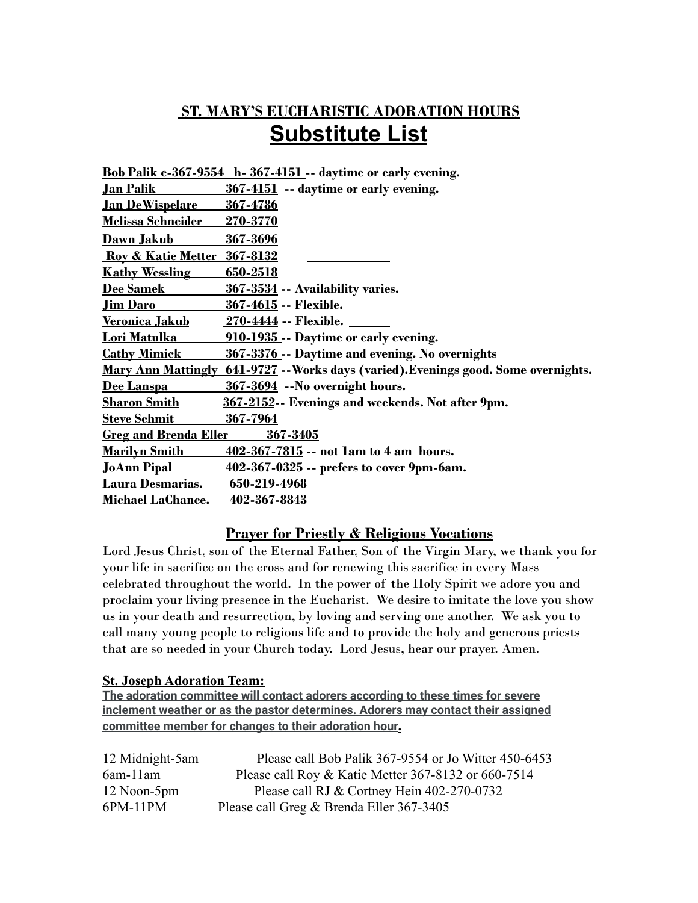## ST. MARY'S EUCHARISTIC ADORATION HOURS

# Substitute List

**Bob Palik c-367-9554 h- 367-4151 -- daytime or early evening.**
**Jan Palik 367-4151 -- daytime or early evening.**
**Jan DeWispelare 367-4786**
**Melissa Schneider 270-3770**
**Dawn Jakub 367-3696**
**Roy & Katie Metter 367-8132**
**Kathy Wessling 650-2518**
**Dee Samek 367-3534 -- Availability varies.**
**Jim Daro 367-4615 -- Flexible.**
**Veronica Jakub 270-4444 -- Flexible.**
**Lori Matulka 910-1935 -- Daytime or early evening.**
**Cathy Mimick 367-3376 -- Daytime and evening. No overnights**
**Mary Ann Mattingly 641-9727 --Works days (varied).Evenings good. Some overnights.**
**Dee Lanspa 367-3694 --No overnight hours.**
**Sharon Smith 367-2152-- Evenings and weekends. Not after 9pm.**
**Steve Schmit 367-7964**
**Greg and Brenda Eller 367-3405**
**Marilyn Smith 402-367-7815 -- not 1am to 4 am hours.**
**JoAnn Pipal 402-367-0325 -- prefers to cover 9pm-6am.**
**Laura Desmarias. 650-219-4968**
**Michael LaChance. 402-367-8843**

### Prayer for Priestly & Religious Vocations

Lord Jesus Christ, son of the Eternal Father, Son of the Virgin Mary, we thank you for your life in sacrifice on the cross and for renewing this sacrifice in every Mass celebrated throughout the world. In the power of the Holy Spirit we adore you and proclaim your living presence in the Eucharist. We desire to imitate the love you show us in your death and resurrection, by loving and serving one another. We ask you to call many young people to religious life and to provide the holy and generous priests that are so needed in your Church today. Lord Jesus, hear our prayer. Amen.

**St. Joseph Adoration Team:**

**The adoration committee will contact adorers according to these times for severe inclement weather or as the pastor determines. Adorers may contact their assigned committee member for changes to their adoration hour.**

| | |
|---|---|
| 12 Midnight-5am | Please call Bob Palik 367-9554 or Jo Witter 450-6453 |
| 6am-11am | Please call Roy & Katie Metter 367-8132 or 660-7514 |
| 12 Noon-5pm | Please call RJ & Cortney Hein 402-270-0732 |
| 6PM-11PM | Please call Greg & Brenda Eller 367-3405 |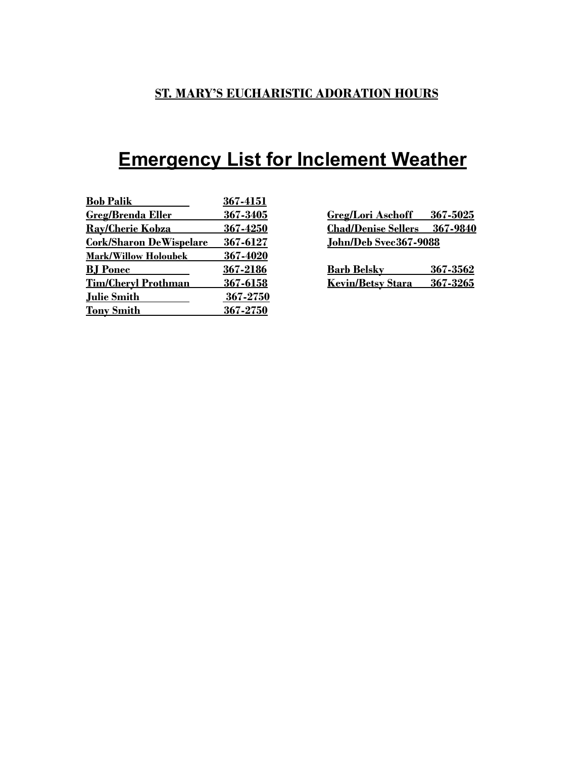**ST. MARY'S EUCHARISTIC ADORATION HOURS**

# Emergency List for Inclement Weather

| Name | Phone |
|---|---|
| Bob Palik | 367-4151 |
| Greg/Brenda Eller | 367-3405 |
| Ray/Cherie Kobza | 367-4250 |
| Cork/Sharon DeWispelare | 367-6127 |
| Mark/Willow Holoubek | 367-4020 |
| BJ Ponec | 367-2186 |
| Tim/Cheryl Prothman | 367-6158 |
| Julie Smith | 367-2750 |
| Tony Smith | 367-2750 |

| Name | Phone |
|---|---|
| Greg/Lori Aschoff | 367-5025 |
| Chad/Denise Sellers | 367-9840 |
| John/Deb Svec | 367-9088 |
| Barb Belsky | 367-3562 |
| Kevin/Betsy Stara | 367-3265 |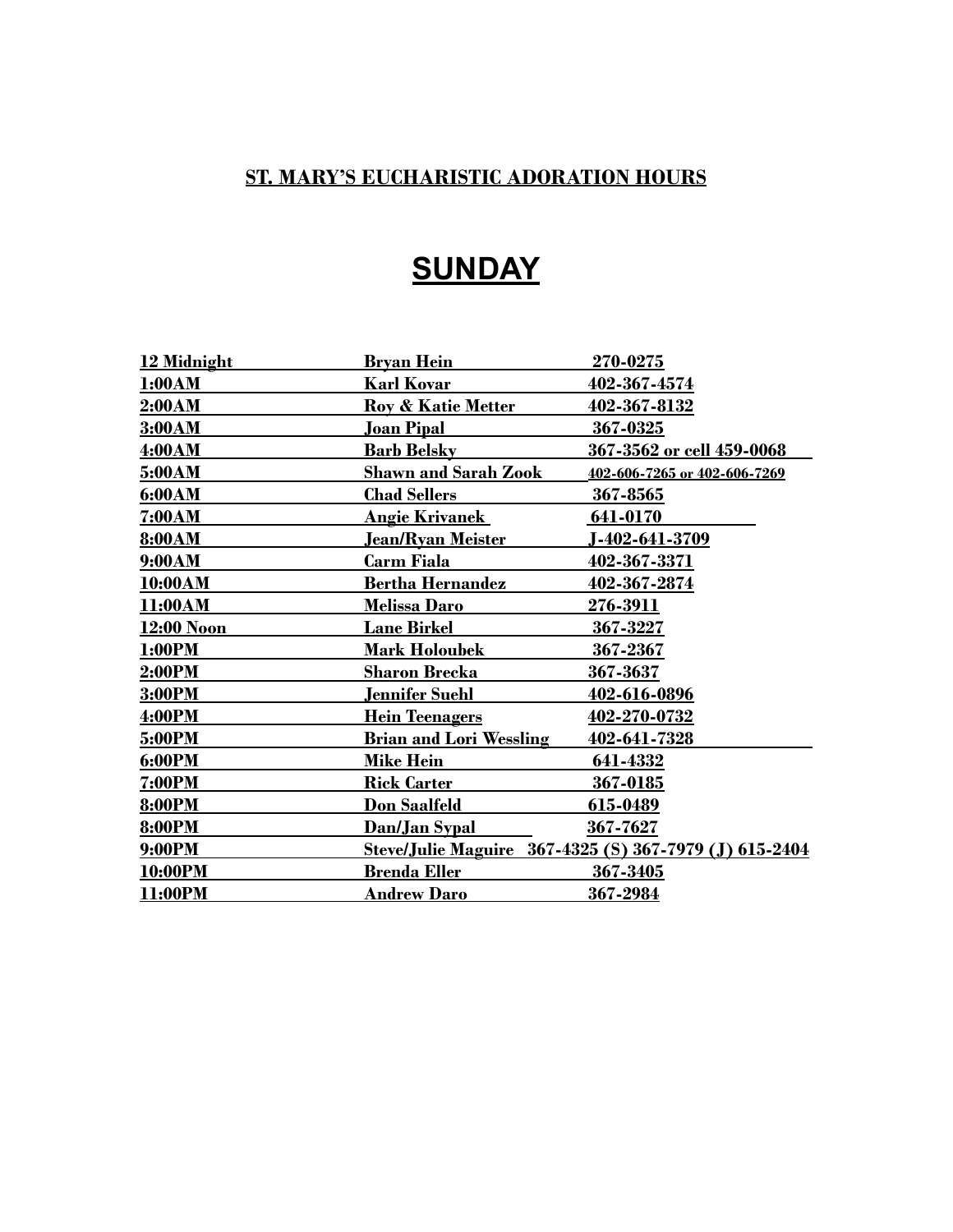**ST. MARY'S EUCHARISTIC ADORATION HOURS**

# SUNDAY

| | | |
|---|---|---|
| 12 Midnight | Bryan Hein | 270-0275 |
| 1:00AM | Karl Kovar | 402-367-4574 |
| 2:00AM | Roy & Katie Metter | 402-367-8132 |
| 3:00AM | Joan Pipal | 367-0325 |
| 4:00AM | Barb Belsky | 367-3562 or cell 459-0068 |
| 5:00AM | Shawn and Sarah Zook | 402-606-7265 or 402-606-7269 |
| 6:00AM | Chad Sellers | 367-8565 |
| 7:00AM | Angie Krivanek | 641-0170 |
| 8:00AM | Jean/Ryan Meister | J-402-641-3709 |
| 9:00AM | Carm Fiala | 402-367-3371 |
| 10:00AM | Bertha Hernandez | 402-367-2874 |
| 11:00AM | Melissa Daro | 276-3911 |
| 12:00 Noon | Lane Birkel | 367-3227 |
| 1:00PM | Mark Holoubek | 367-2367 |
| 2:00PM | Sharon Brecka | 367-3637 |
| 3:00PM | Jennifer Suehl | 402-616-0896 |
| 4:00PM | Hein Teenagers | 402-270-0732 |
| 5:00PM | Brian and Lori Wessling | 402-641-7328 |
| 6:00PM | Mike Hein | 641-4332 |
| 7:00PM | Rick Carter | 367-0185 |
| 8:00PM | Don Saalfeld | 615-0489 |
| 8:00PM | Dan/Jan Sypal | 367-7627 |
| 9:00PM | Steve/Julie Maguire | 367-4325 (S) 367-7979 (J) 615-2404 |
| 10:00PM | Brenda Eller | 367-3405 |
| 11:00PM | Andrew Daro | 367-2984 |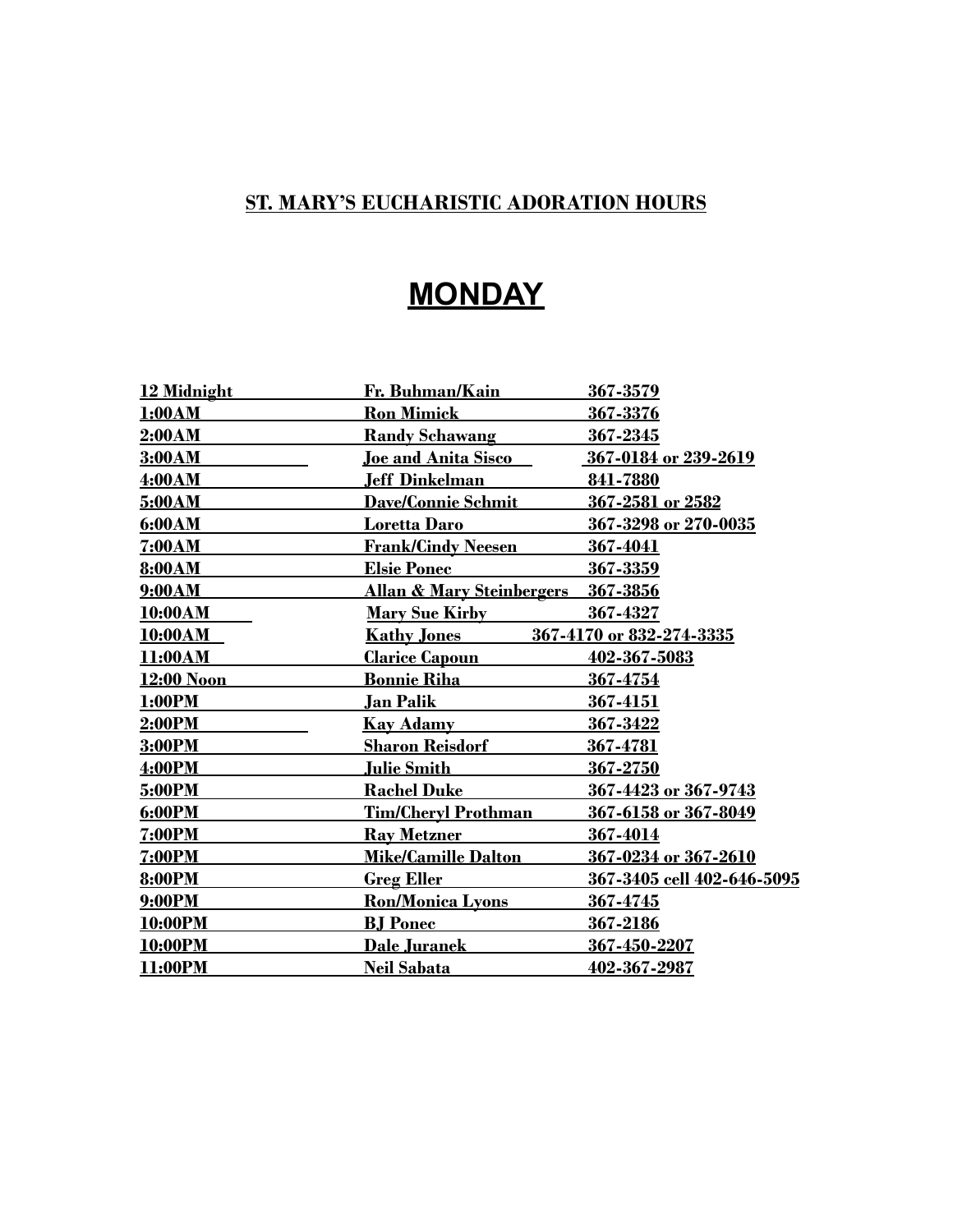**ST. MARY'S EUCHARISTIC ADORATION HOURS**

# MONDAY

| | | |
|---|---|---|
| 12 Midnight | Fr. Buhman/Kain | 367-3579 |
| 1:00AM | Ron Mimick | 367-3376 |
| 2:00AM | Randy Schawang | 367-2345 |
| 3:00AM | Joe and Anita Sisco | 367-0184 or 239-2619 |
| 4:00AM | Jeff Dinkelman | 841-7880 |
| 5:00AM | Dave/Connie Schmit | 367-2581 or 2582 |
| 6:00AM | Loretta Daro | 367-3298 or 270-0035 |
| 7:00AM | Frank/Cindy Neesen | 367-4041 |
| 8:00AM | Elsie Ponec | 367-3359 |
| 9:00AM | Allan & Mary Steinbergers | 367-3856 |
| 10:00AM | Mary Sue Kirby | 367-4327 |
| 10:00AM | Kathy Jones | 367-4170 or 832-274-3335 |
| 11:00AM | Clarice Capoun | 402-367-5083 |
| 12:00 Noon | Bonnie Riha | 367-4754 |
| 1:00PM | Jan Palik | 367-4151 |
| 2:00PM | Kay Adamy | 367-3422 |
| 3:00PM | Sharon Reisdorf | 367-4781 |
| 4:00PM | Julie Smith | 367-2750 |
| 5:00PM | Rachel Duke | 367-4423 or 367-9743 |
| 6:00PM | Tim/Cheryl Prothman | 367-6158 or 367-8049 |
| 7:00PM | Ray Metzner | 367-4014 |
| 7:00PM | Mike/Camille Dalton | 367-0234 or 367-2610 |
| 8:00PM | Greg Eller | 367-3405 cell 402-646-5095 |
| 9:00PM | Ron/Monica Lyons | 367-4745 |
| 10:00PM | BJ Ponec | 367-2186 |
| 10:00PM | Dale Juranek | 367-450-2207 |
| 11:00PM | Neil Sabata | 402-367-2987 |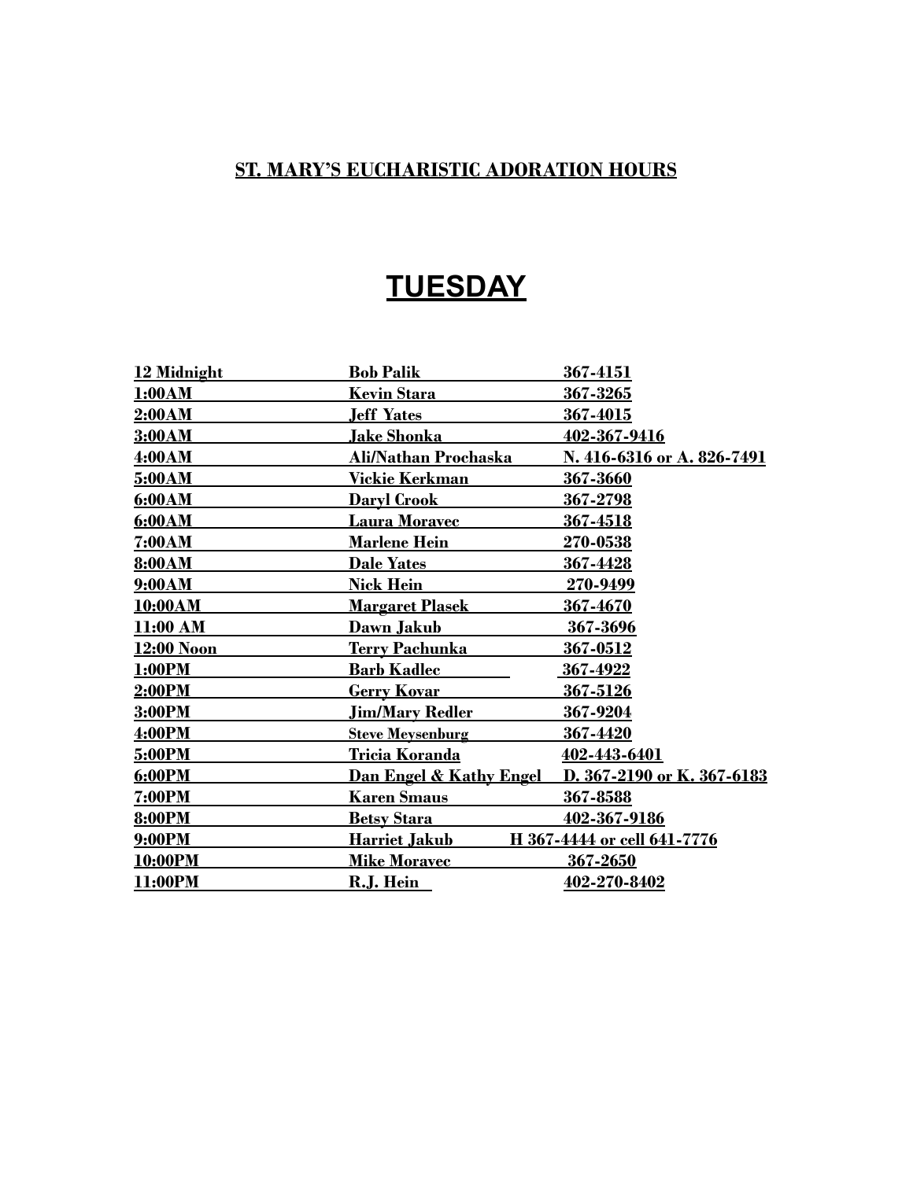**ST. MARY'S EUCHARISTIC ADORATION HOURS**

# TUESDAY

| | | |
|---|---|---|
| 12 Midnight | Bob Palik | 367-4151 |
| 1:00AM | Kevin Stara | 367-3265 |
| 2:00AM | Jeff Yates | 367-4015 |
| 3:00AM | Jake Shonka | 402-367-9416 |
| 4:00AM | Ali/Nathan Prochaska | N. 416-6316 or A. 826-7491 |
| 5:00AM | Vickie Kerkman | 367-3660 |
| 6:00AM | Daryl Crook | 367-2798 |
| 6:00AM | Laura Moravec | 367-4518 |
| 7:00AM | Marlene Hein | 270-0538 |
| 8:00AM | Dale Yates | 367-4428 |
| 9:00AM | Nick Hein | 270-9499 |
| 10:00AM | Margaret Plasek | 367-4670 |
| 11:00 AM | Dawn Jakub | 367-3696 |
| 12:00 Noon | Terry Pachunka | 367-0512 |
| 1:00PM | Barb Kadlec | 367-4922 |
| 2:00PM | Gerry Kovar | 367-5126 |
| 3:00PM | Jim/Mary Redler | 367-9204 |
| 4:00PM | Steve Meysenburg | 367-4420 |
| 5:00PM | Tricia Koranda | 402-443-6401 |
| 6:00PM | Dan Engel & Kathy Engel | D. 367-2190 or K. 367-6183 |
| 7:00PM | Karen Smaus | 367-8588 |
| 8:00PM | Betsy Stara | 402-367-9186 |
| 9:00PM | Harriet Jakub | H 367-4444 or cell 641-7776 |
| 10:00PM | Mike Moravec | 367-2650 |
| 11:00PM | R.J. Hein | 402-270-8402 |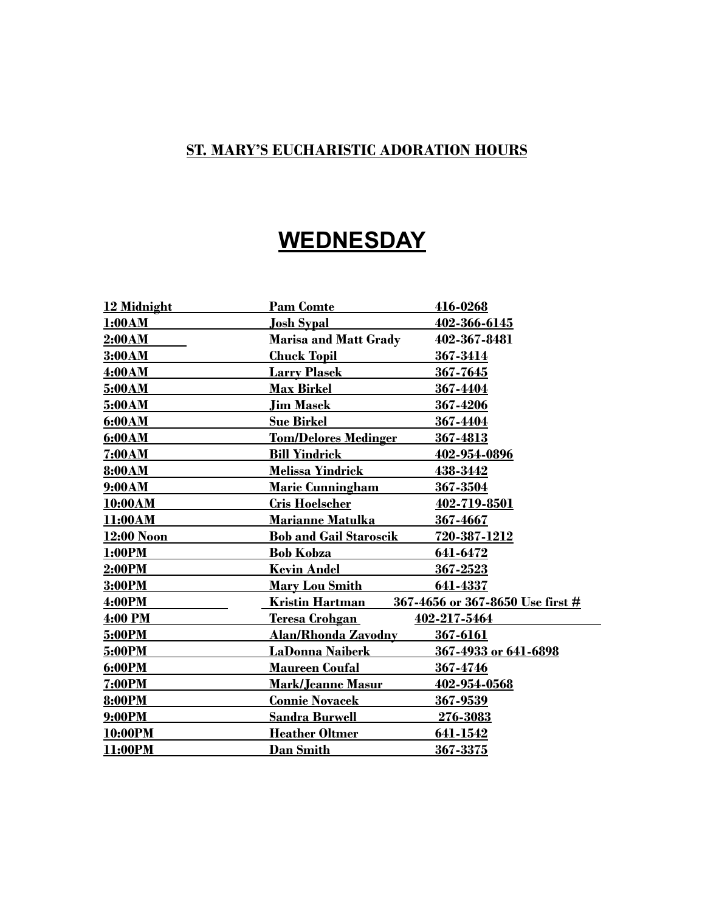## ST. MARY'S EUCHARISTIC ADORATION HOURS

# WEDNESDAY

| Time | Name | Phone |
|---|---|---|
| 12 Midnight | Pam Comte | 416-0268 |
| 1:00AM | Josh Sypal | 402-366-6145 |
| 2:00AM | Marisa and Matt Grady | 402-367-8481 |
| 3:00AM | Chuck Topil | 367-3414 |
| 4:00AM | Larry Plasek | 367-7645 |
| 5:00AM | Max Birkel | 367-4404 |
| 5:00AM | Jim Masek | 367-4206 |
| 6:00AM | Sue Birkel | 367-4404 |
| 6:00AM | Tom/Delores Medinger | 367-4813 |
| 7:00AM | Bill Yindrick | 402-954-0896 |
| 8:00AM | Melissa Yindrick | 438-3442 |
| 9:00AM | Marie Cunningham | 367-3504 |
| 10:00AM | Cris Hoelscher | 402-719-8501 |
| 11:00AM | Marianne Matulka | 367-4667 |
| 12:00 Noon | Bob and Gail Staroscik | 720-387-1212 |
| 1:00PM | Bob Kobza | 641-6472 |
| 2:00PM | Kevin Andel | 367-2523 |
| 3:00PM | Mary Lou Smith | 641-4337 |
| 4:00PM | Kristin Hartman | 367-4656 or 367-8650 Use first # |
| 4:00 PM | Teresa Crohgan | 402-217-5464 |
| 5:00PM | Alan/Rhonda Zavodny | 367-6161 |
| 5:00PM | LaDonna Naiberk | 367-4933 or 641-6898 |
| 6:00PM | Maureen Coufal | 367-4746 |
| 7:00PM | Mark/Jeanne Masur | 402-954-0568 |
| 8:00PM | Connie Novacek | 367-9539 |
| 9:00PM | Sandra Burwell | 276-3083 |
| 10:00PM | Heather Oltmer | 641-1542 |
| 11:00PM | Dan Smith | 367-3375 |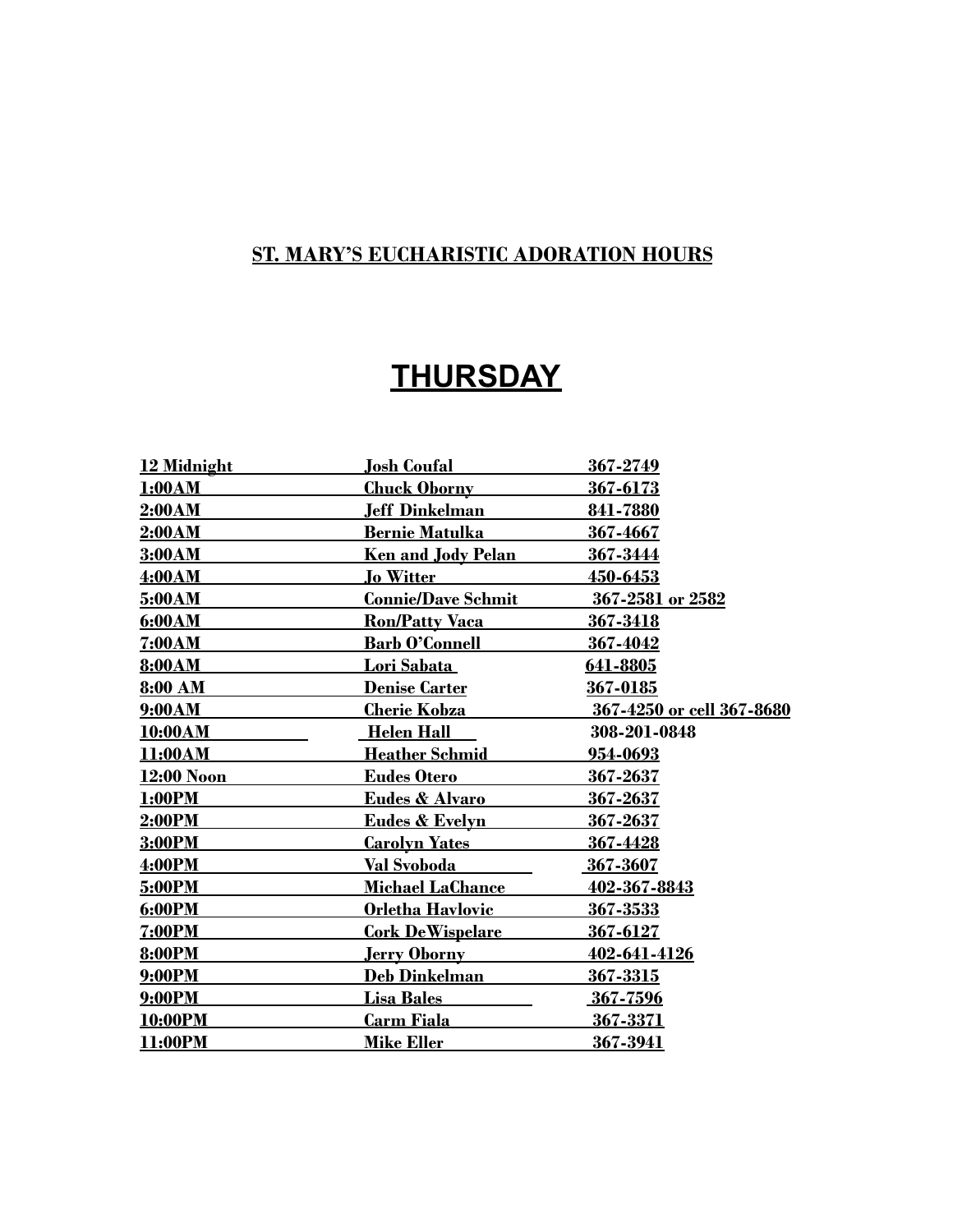**ST. MARY'S EUCHARISTIC ADORATION HOURS**

# THURSDAY

| | | |
|---|---|---|
| 12 Midnight | Josh Coufal | 367-2749 |
| 1:00AM | Chuck Oborny | 367-6173 |
| 2:00AM | Jeff Dinkelman | 841-7880 |
| 2:00AM | Bernie Matulka | 367-4667 |
| 3:00AM | Ken and Jody Pelan | 367-3444 |
| 4:00AM | Jo Witter | 450-6453 |
| 5:00AM | Connie/Dave Schmit | 367-2581 or 2582 |
| 6:00AM | Ron/Patty Vaca | 367-3418 |
| 7:00AM | Barb O'Connell | 367-4042 |
| 8:00AM | Lori Sabata | 641-8805 |
| 8:00 AM | Denise Carter | 367-0185 |
| 9:00AM | Cherie Kobza | 367-4250 or cell 367-8680 |
| 10:00AM | Helen Hall | 308-201-0848 |
| 11:00AM | Heather Schmid | 954-0693 |
| 12:00 Noon | Eudes Otero | 367-2637 |
| 1:00PM | Eudes & Alvaro | 367-2637 |
| 2:00PM | Eudes & Evelyn | 367-2637 |
| 3:00PM | Carolyn Yates | 367-4428 |
| 4:00PM | Val Svoboda | 367-3607 |
| 5:00PM | Michael LaChance | 402-367-8843 |
| 6:00PM | Orletha Havlovic | 367-3533 |
| 7:00PM | Cork DeWispelare | 367-6127 |
| 8:00PM | Jerry Oborny | 402-641-4126 |
| 9:00PM | Deb Dinkelman | 367-3315 |
| 9:00PM | Lisa Bales | 367-7596 |
| 10:00PM | Carm Fiala | 367-3371 |
| 11:00PM | Mike Eller | 367-3941 |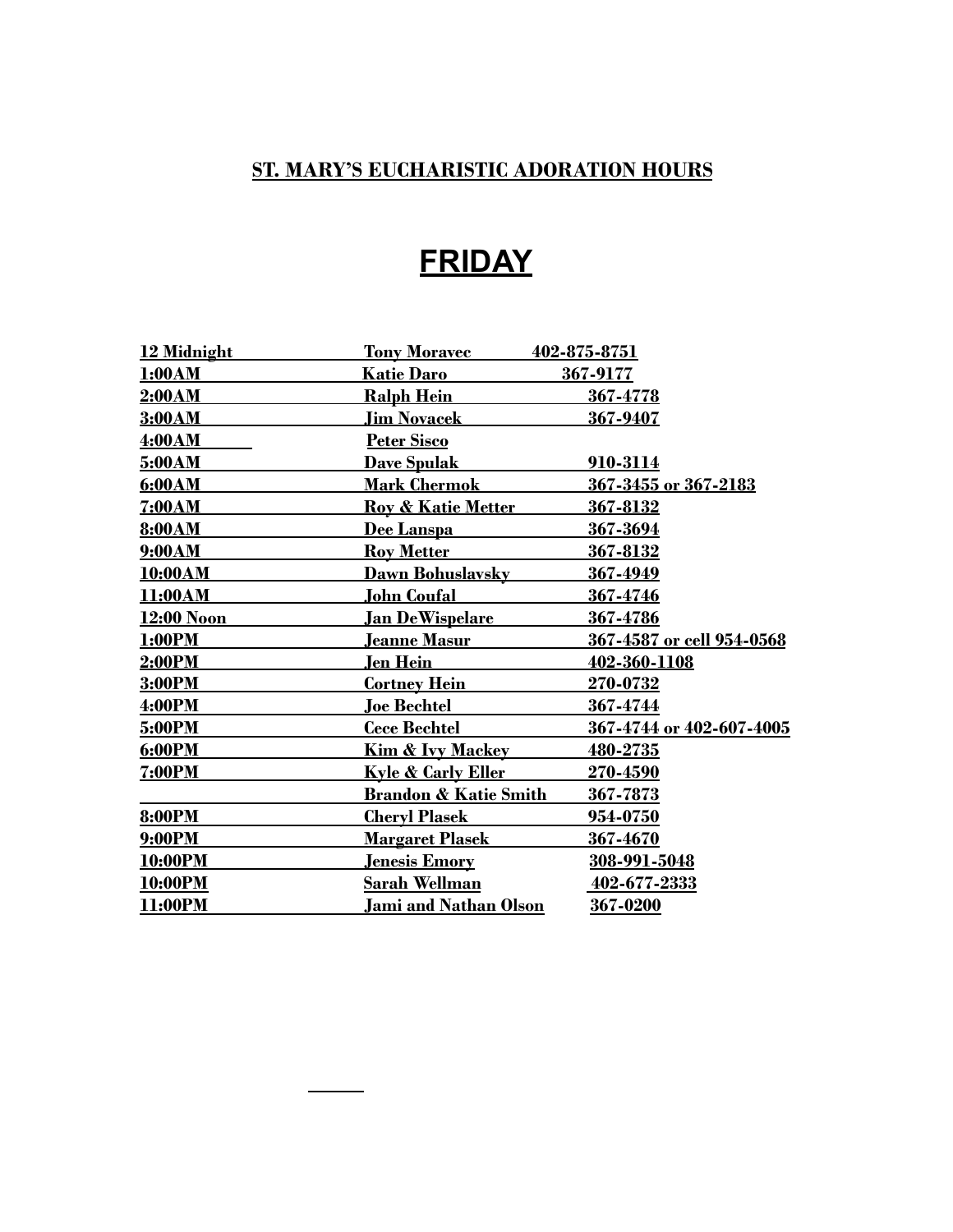**ST. MARY'S EUCHARISTIC ADORATION HOURS**

# FRIDAY

| Time | Name | Phone |
|---|---|---|
| 12 Midnight | Tony Moravec | 402-875-8751 |
| 1:00AM | Katie Daro | 367-9177 |
| 2:00AM | Ralph Hein | 367-4778 |
| 3:00AM | Jim Novacek | 367-9407 |
| 4:00AM | Peter Sisco | |
| 5:00AM | Dave Spulak | 910-3114 |
| 6:00AM | Mark Chermok | 367-3455 or 367-2183 |
| 7:00AM | Roy & Katie Metter | 367-8132 |
| 8:00AM | Dee Lanspa | 367-3694 |
| 9:00AM | Roy Metter | 367-8132 |
| 10:00AM | Dawn Bohuslavsky | 367-4949 |
| 11:00AM | John Coufal | 367-4746 |
| 12:00 Noon | Jan DeWispelare | 367-4786 |
| 1:00PM | Jeanne Masur | 367-4587 or cell 954-0568 |
| 2:00PM | Jen Hein | 402-360-1108 |
| 3:00PM | Cortney Hein | 270-0732 |
| 4:00PM | Joe Bechtel | 367-4744 |
| 5:00PM | Cece Bechtel | 367-4744 or 402-607-4005 |
| 6:00PM | Kim & Ivy Mackey | 480-2735 |
| 7:00PM | Kyle & Carly Eller | 270-4590 |
| | Brandon & Katie Smith | 367-7873 |
| 8:00PM | Cheryl Plasek | 954-0750 |
| 9:00PM | Margaret Plasek | 367-4670 |
| 10:00PM | Jenesis Emory | 308-991-5048 |
| 10:00PM | Sarah Wellman | 402-677-2333 |
| 11:00PM | Jami and Nathan Olson | 367-0200 |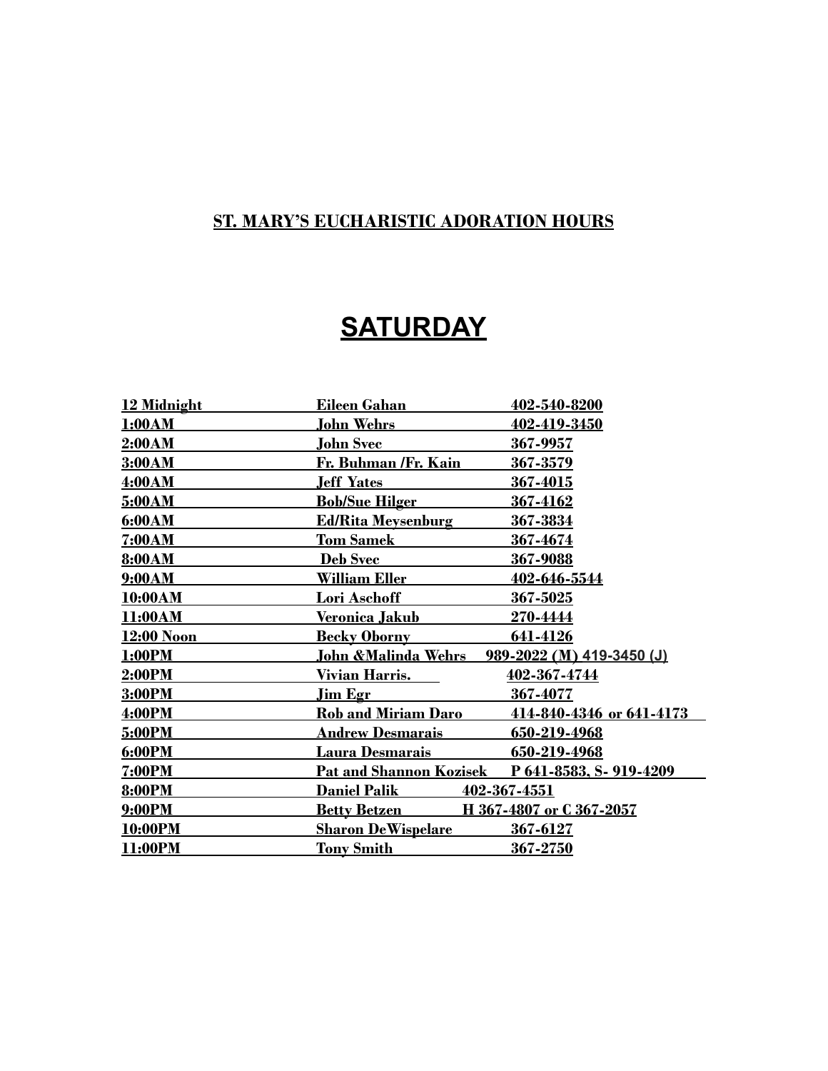**ST. MARY'S EUCHARISTIC ADORATION HOURS**

# SATURDAY

| | | |
|---|---|---|
| 12 Midnight | Eileen Gahan | 402-540-8200 |
| 1:00AM | John Wehrs | 402-419-3450 |
| 2:00AM | John Svec | 367-9957 |
| 3:00AM | Fr. Buhman /Fr. Kain | 367-3579 |
| 4:00AM | Jeff Yates | 367-4015 |
| 5:00AM | Bob/Sue Hilger | 367-4162 |
| 6:00AM | Ed/Rita Meysenburg | 367-3834 |
| 7:00AM | Tom Samek | 367-4674 |
| 8:00AM | Deb Svec | 367-9088 |
| 9:00AM | William Eller | 402-646-5544 |
| 10:00AM | Lori Aschoff | 367-5025 |
| 11:00AM | Veronica Jakub | 270-4444 |
| 12:00 Noon | Becky Oborny | 641-4126 |
| 1:00PM | John &Malinda Wehrs | 989-2022 (M) 419-3450 (J) |
| 2:00PM | Vivian Harris. | 402-367-4744 |
| 3:00PM | Jim Egr | 367-4077 |
| 4:00PM | Rob and Miriam Daro | 414-840-4346 or 641-4173 |
| 5:00PM | Andrew Desmarais | 650-219-4968 |
| 6:00PM | Laura Desmarais | 650-219-4968 |
| 7:00PM | Pat and Shannon Kozisek | P 641-8583, S- 919-4209 |
| 8:00PM | Daniel Palik | 402-367-4551 |
| 9:00PM | Betty Betzen | H 367-4807 or C 367-2057 |
| 10:00PM | Sharon DeWispelare | 367-6127 |
| 11:00PM | Tony Smith | 367-2750 |